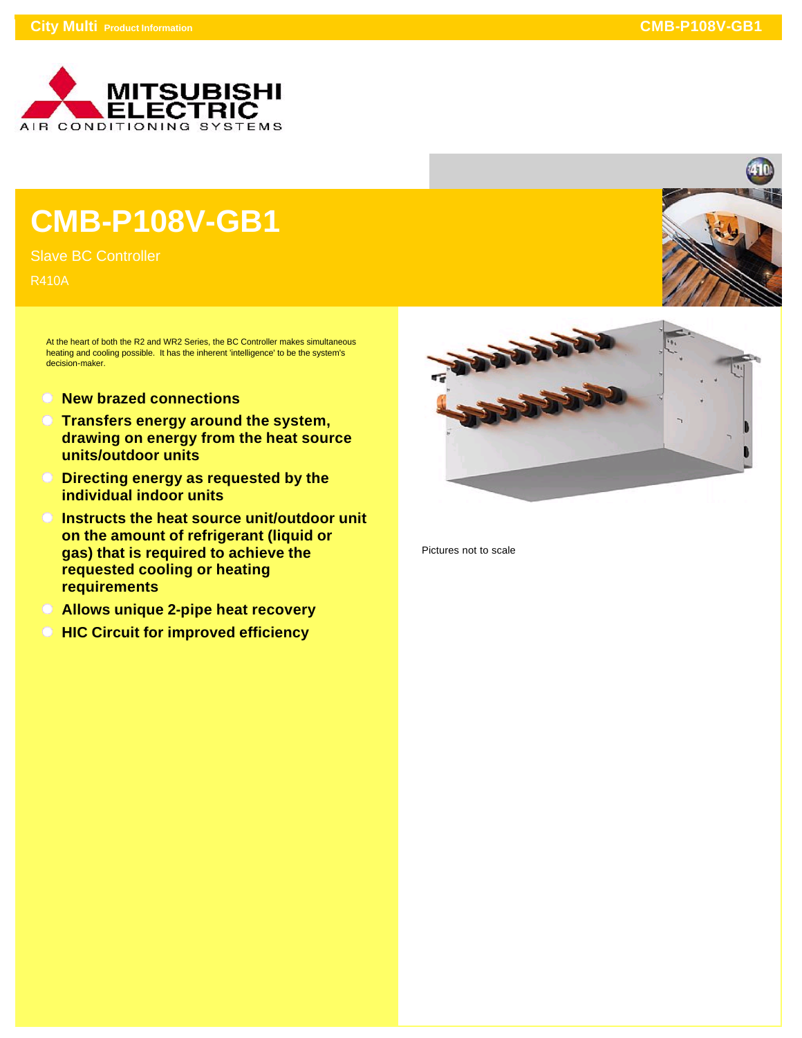# CMB-P108V-GB1

Slave BC Controller

R410A

At the heart of both the R2 and WR2 Series, the BC Controller makes simultaneous heating and cooling possible. It has the inherent 'intelligence' to be the system's decision-maker.

- **New brazed connections**
- **Transfers energy around the system, drawing on energy from the heat source units/outdoor units**
- **Directing energy as requested by the individual indoor units**
- **Instructs the heat source unit/outdoor unit on the amount of refrigerant (liquid or gas) that is required to achieve the requested cooling or heating requirements**
- **Allows unique 2-pipe heat recovery**
- **HIC Circuit for improved efficiency**

Pictures not to scale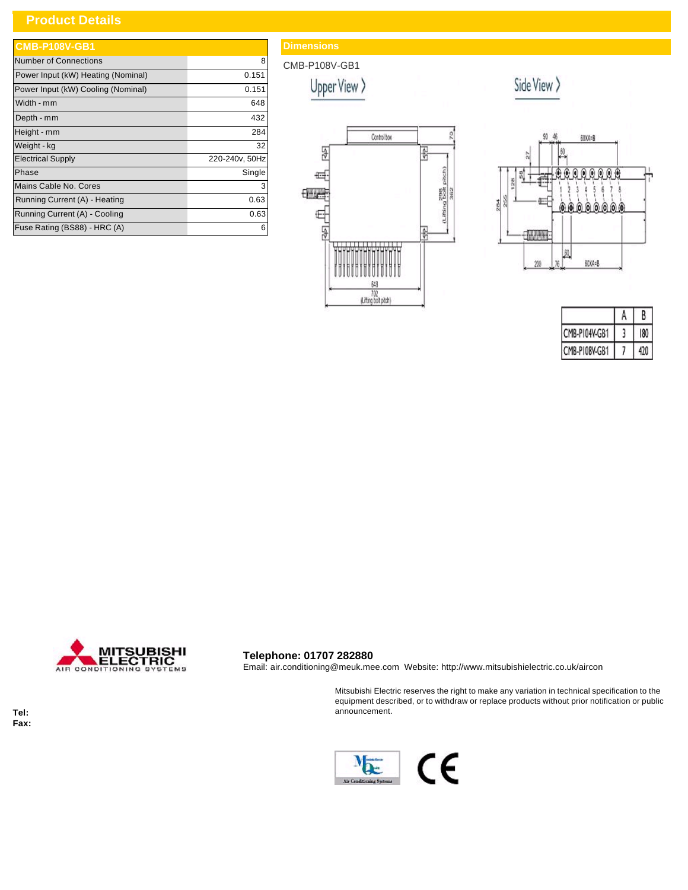## Product Details

| CMB-P108V-GB1 | |
|---|---|
| Number of Connections | 8 |
| Power Input (kW) Heating (Nominal) | 0.151 |
| Power Input (kW) Cooling (Nominal) | 0.151 |
| Width - mm | 648 |
| Depth - mm | 432 |
| Height - mm | 284 |
| Weight - kg | 32 |
| Electrical Supply | 220-240v, 50Hz |
| Phase | Single |
| Mains Cable No. Cores | 3 |
| Running Current (A) - Heating | 0.63 |
| Running Current (A) - Cooling | 0.63 |
| Fuse Rating (BS88) - HRC (A) | 6 |

### Dimensions

CMB-P108V-GB1

Upper View

Control box

70

298 (Lifting bolt pitch)

362

648

702 (Lifting bolt pitch)

Side View

90 46 60XA=B

60

27

58

128

284

255

1 2 3 4 5 6 7 8

60

200 76 60XA=B

| | A | B |
|---|---|---|
| CMB-P104V-GB1 | 3 | 180 |
| CMB-P108V-GB1 | 7 | 420 |

MITSUBISHI ELECTRIC AIR CONDITIONING SYSTEMS

**Telephone: 01707 282880**
Email: air.conditioning@meuk.mee.com Website: http://www.mitsubishielectric.co.uk/aircon

Mitsubishi Electric reserves the right to make any variation in technical specification to the equipment described, or to withdraw or replace products without prior notification or public announcement.

**Tel:**
**Fax:**